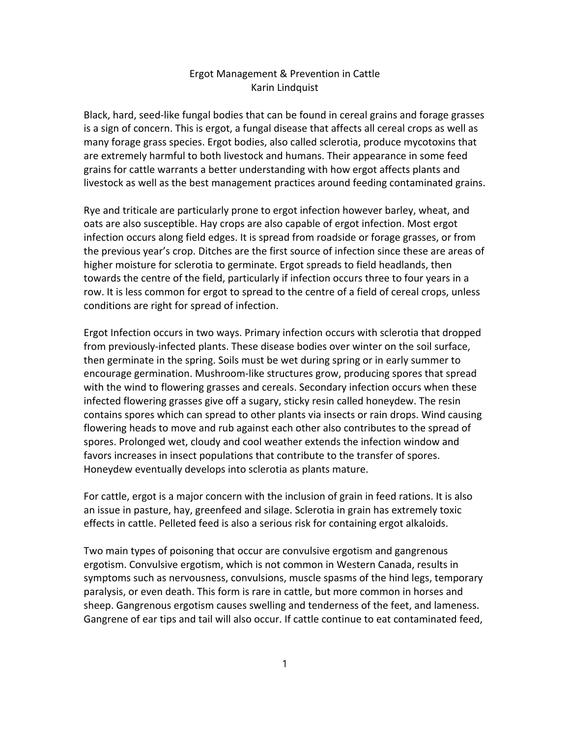# Ergot Management & Prevention in Cattle

Karin Lindquist

Black, hard, seed-like fungal bodies that can be found in cereal grains and forage grasses is a sign of concern. This is ergot, a fungal disease that affects all cereal crops as well as many forage grass species. Ergot bodies, also called sclerotia, produce mycotoxins that are extremely harmful to both livestock and humans. Their appearance in some feed grains for cattle warrants a better understanding with how ergot affects plants and livestock as well as the best management practices around feeding contaminated grains.

Rye and triticale are particularly prone to ergot infection however barley, wheat, and oats are also susceptible. Hay crops are also capable of ergot infection. Most ergot infection occurs along field edges. It is spread from roadside or forage grasses, or from the previous year's crop. Ditches are the first source of infection since these are areas of higher moisture for sclerotia to germinate. Ergot spreads to field headlands, then towards the centre of the field, particularly if infection occurs three to four years in a row. It is less common for ergot to spread to the centre of a field of cereal crops, unless conditions are right for spread of infection.

Ergot Infection occurs in two ways. Primary infection occurs with sclerotia that dropped from previously-infected plants. These disease bodies over winter on the soil surface, then germinate in the spring. Soils must be wet during spring or in early summer to encourage germination. Mushroom-like structures grow, producing spores that spread with the wind to flowering grasses and cereals. Secondary infection occurs when these infected flowering grasses give off a sugary, sticky resin called honeydew. The resin contains spores which can spread to other plants via insects or rain drops. Wind causing flowering heads to move and rub against each other also contributes to the spread of spores. Prolonged wet, cloudy and cool weather extends the infection window and favors increases in insect populations that contribute to the transfer of spores. Honeydew eventually develops into sclerotia as plants mature.

For cattle, ergot is a major concern with the inclusion of grain in feed rations. It is also an issue in pasture, hay, greenfeed and silage. Sclerotia in grain has extremely toxic effects in cattle. Pelleted feed is also a serious risk for containing ergot alkaloids.

Two main types of poisoning that occur are convulsive ergotism and gangrenous ergotism. Convulsive ergotism, which is not common in Western Canada, results in symptoms such as nervousness, convulsions, muscle spasms of the hind legs, temporary paralysis, or even death. This form is rare in cattle, but more common in horses and sheep. Gangrenous ergotism causes swelling and tenderness of the feet, and lameness. Gangrene of ear tips and tail will also occur. If cattle continue to eat contaminated feed,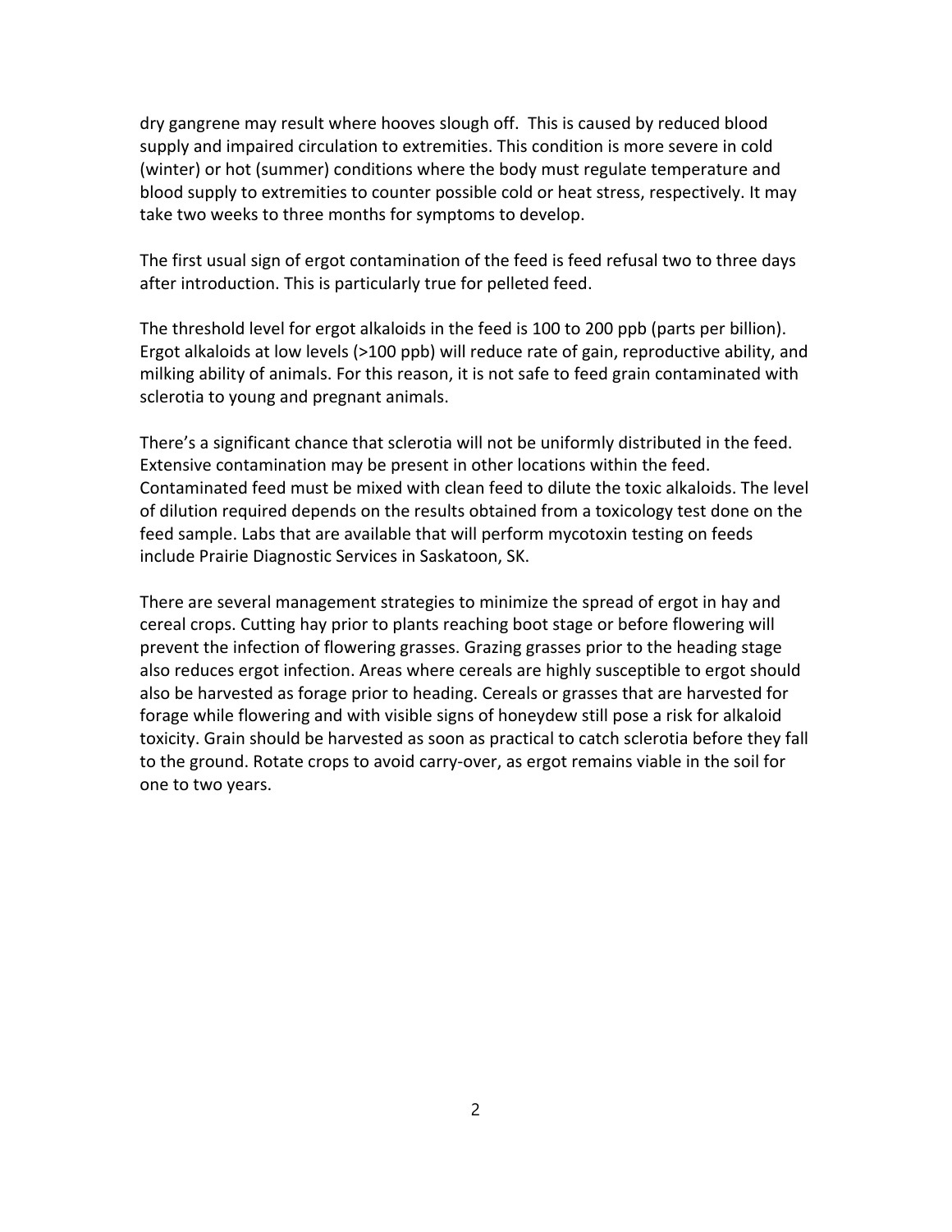dry gangrene may result where hooves slough off. This is caused by reduced blood supply and impaired circulation to extremities. This condition is more severe in cold (winter) or hot (summer) conditions where the body must regulate temperature and blood supply to extremities to counter possible cold or heat stress, respectively. It may take two weeks to three months for symptoms to develop.

The first usual sign of ergot contamination of the feed is feed refusal two to three days after introduction. This is particularly true for pelleted feed.

The threshold level for ergot alkaloids in the feed is 100 to 200 ppb (parts per billion). Ergot alkaloids at low levels (>100 ppb) will reduce rate of gain, reproductive ability, and milking ability of animals. For this reason, it is not safe to feed grain contaminated with sclerotia to young and pregnant animals.

There's a significant chance that sclerotia will not be uniformly distributed in the feed. Extensive contamination may be present in other locations within the feed. Contaminated feed must be mixed with clean feed to dilute the toxic alkaloids. The level of dilution required depends on the results obtained from a toxicology test done on the feed sample. Labs that are available that will perform mycotoxin testing on feeds include Prairie Diagnostic Services in Saskatoon, SK.

There are several management strategies to minimize the spread of ergot in hay and cereal crops. Cutting hay prior to plants reaching boot stage or before flowering will prevent the infection of flowering grasses. Grazing grasses prior to the heading stage also reduces ergot infection. Areas where cereals are highly susceptible to ergot should also be harvested as forage prior to heading. Cereals or grasses that are harvested for forage while flowering and with visible signs of honeydew still pose a risk for alkaloid toxicity. Grain should be harvested as soon as practical to catch sclerotia before they fall to the ground. Rotate crops to avoid carry-over, as ergot remains viable in the soil for one to two years.